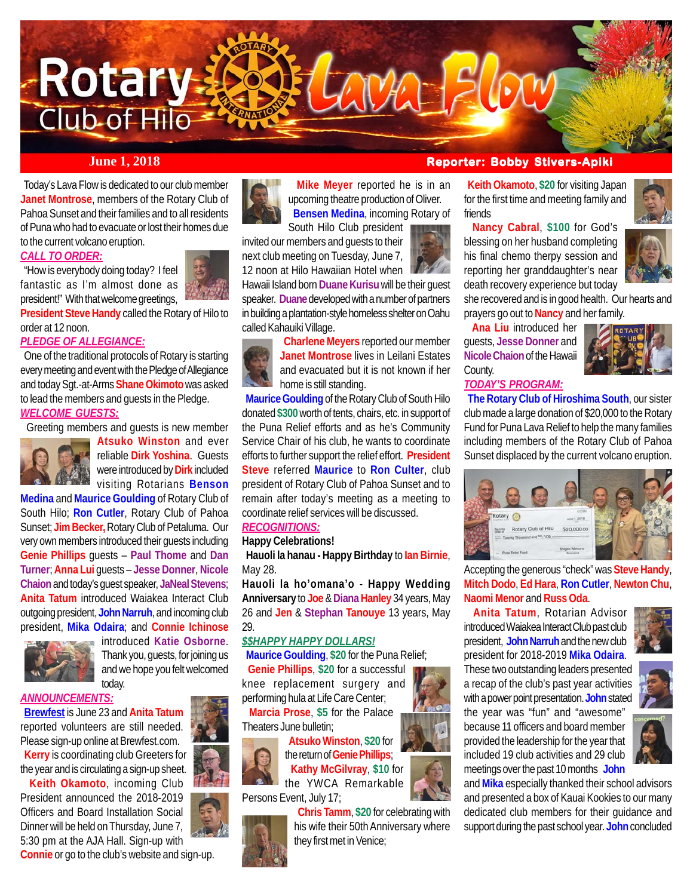# Rotary Club of Hilo Lava Flow

**June 1, 2018** | **Reporter: Bobby Stivers-Apiki**

Today's Lava Flow is dedicated to our club member Janet Montrose, members of the Rotary Club of Pahoa Sunset and their families and to all residents of Puna who had to evacuate or lost their homes due to the current volcano eruption.

## CALL TO ORDER:

"How is everybody doing today? I feel fantastic as I'm almost done as president!" With that welcome greetings, President Steve Handy called the Rotary of Hilo to order at 12 noon.

## PLEDGE OF ALLEGIANCE:

One of the traditional protocols of Rotary is starting every meeting and event with the Pledge of Allegiance and today Sgt.-at-Arms Shane Okimoto was asked to lead the members and guests in the Pledge.

## WELCOME GUESTS:

Greeting members and guests is new member Atsuko Winston and ever reliable Dirk Yoshina. Guests were introduced by Dirk included visiting Rotarians Benson Medina and Maurice Goulding of Rotary Club of South Hilo; Ron Cutler, Rotary Club of Pahoa Sunset; Jim Becker, Rotary Club of Petaluma. Our very own members introduced their guests including Genie Phillips guests – Paul Thome and Dan Turner; Anna Lui guests – Jesse Donner, Nicole Chaion and today's guest speaker, JaNeal Stevens; Anita Tatum introduced Waiakea Interact Club outgoing president, John Narruh, and incoming club president, Mika Odaira; and Connie Ichinose introduced Katie Osborne. Thank you, guests, for joining us and we hope you felt welcomed today.

## ANNOUNCEMENTS:

Brewfest is June 23 and Anita Tatum reported volunteers are still needed. Please sign-up online at Brewfest.com.

Kerry is coordinating club Greeters for the year and is circulating a sign-up sheet.

Keith Okamoto, incoming Club President announced the 2018-2019 Officers and Board Installation Social Dinner will be held on Thursday, June 7, 5:30 pm at the AJA Hall. Sign-up with Connie or go to the club's website and sign-up.

Mike Meyer reported he is in an upcoming theatre production of Oliver.

Bensen Medina, incoming Rotary of South Hilo Club president invited our members and guests to their next club meeting on Tuesday, June 7, 12 noon at Hilo Hawaiian Hotel when Hawaii Island born Duane Kurisu will be their guest speaker. Duane developed with a number of partners in building a plantation-style homeless shelter on Oahu called Kahauiki Village.

Charlene Meyers reported our member Janet Montrose lives in Leilani Estates and evacuated but it is not known if her home is still standing.

Maurice Goulding of the Rotary Club of South Hilo donated $300 worth of tents, chairs, etc. in support of the Puna Relief efforts and as he's Community Service Chair of his club, he wants to coordinate efforts to further support the relief effort. President Steve referred Maurice to Ron Culter, club president of Rotary Club of Pahoa Sunset and to remain after today's meeting as a meeting to coordinate relief services will be discussed.

## RECOGNITIONS:

**Happy Celebrations!**

**Hauoli la hanau - Happy Birthday** to Ian Birnie, May 28.

**Hauoli la ho'omana'o - Happy Wedding Anniversary** to Joe & Diana Hanley 34 years, May 26 and Jen & Stephan Tanouye 13 years, May 29.

## $$HAPPY HAPPY DOLLARS!

Maurice Goulding, $20 for the Puna Relief;

Genie Phillips, $20 for a successful knee replacement surgery and performing hula at Life Care Center;

Marcia Prose, $5 for the Palace Theaters June bulletin;

Atsuko Winston, $20 for the return of Genie Phillips;

Kathy McGilvray, $10 for the YWCA Remarkable Persons Event, July 17;

Chris Tamm, $20 for celebrating with his wife their 50th Anniversary where they first met in Venice;

Keith Okamoto, $20 for visiting Japan for the first time and meeting family and friends

Nancy Cabral, $100 for God's blessing on her husband completing his final chemo therpy session and reporting her granddaughter's near death recovery experience but today she recovered and is in good health. Our hearts and prayers go out to Nancy and her family.

Ana Liu introduced her guests, Jesse Donner and Nicole Chaion of the Hawaii County.

## TODAY'S PROGRAM:

The Rotary Club of Hiroshima South, our sister club made a large donation of $20,000 to the Rotary Fund for Puna Lava Relief to help the many families including members of the Rotary Club of Pahoa Sunset displaced by the current volcano eruption.

Accepting the generous "check" was Steve Handy, Mitch Dodo, Ed Hara, Ron Cutler, Newton Chu, Naomi Menor and Russ Oda.

Anita Tatum, Rotarian Advisor introduced Waiakea Interact Club past club president, John Narruh and the new club president for 2018-2019 Mika Odaira. These two outstanding leaders presented a recap of the club's past year activities with a power point presentation. John stated the year was "fun" and "awesome" because 11 officers and board member provided the leadership for the year that included 19 club activities and 29 club meetings over the past 10 months. John and Mika especially thanked their school advisors and presented a box of Kauai Kookies to our many dedicated club members for their guidance and support during the past school year. John concluded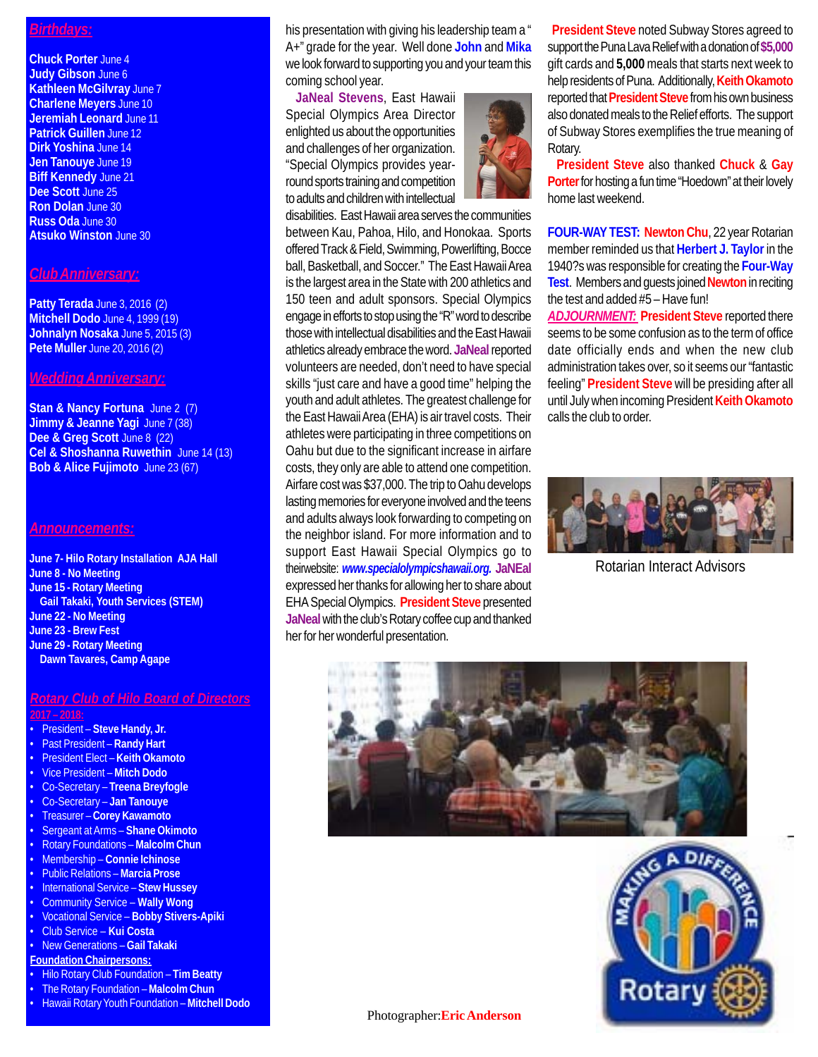## Birthdays:

**Chuck Porter** June 4
**Judy Gibson** June 6
**Kathleen McGilvray** June 7
**Charlene Meyers** June 10
**Jeremiah Leonard** June 11
**Patrick Guillen** June 12
**Dirk Yoshina** June 14
**Jen Tanouye** June 19
**Biff Kennedy** June 21
**Dee Scott** June 25
**Ron Dolan** June 30
**Russ Oda** June 30
**Atsuko Winston** June 30

## Club Anniversary:

**Patty Terada** June 3, 2016 (2)
**Mitchell Dodo** June 4, 1999 (19)
**Johnalyn Nosaka** June 5, 2015 (3)
**Pete Muller** June 20, 2016 (2)

## Wedding Anniversary:

**Stan & Nancy Fortuna** June 2 (7)
**Jimmy & Jeanne Yagi** June 7 (38)
**Dee & Greg Scott** June 8 (22)
**Cel & Shoshanna Ruwethin** June 14 (13)
**Bob & Alice Fujimoto** June 23 (67)

## Announcements:

**June 7- Hilo Rotary Installation AJA Hall**
**June 8 - No Meeting**
**June 15 - Rotary Meeting**
**Gail Takaki, Youth Services (STEM)**
**June 22 - No Meeting**
**June 23 - Brew Fest**
**June 29 - Rotary Meeting**
**Dawn Tavares, Camp Agape**

## Rotary Club of Hilo Board of Directors

**2017 – 2018:**

- President – **Steve Handy, Jr.**
- Past President – **Randy Hart**
- President Elect – **Keith Okamoto**
- Vice President – **Mitch Dodo**
- Co-Secretary – **Treena Breyfogle**
- Co-Secretary – **Jan Tanouye**
- Treasurer – **Corey Kawamoto**
- Sergeant at Arms – **Shane Okimoto**
- Rotary Foundations – **Malcolm Chun**
- Membership – **Connie Ichinose**
- Public Relations – **Marcia Prose**
- International Service – **Stew Hussey**
- Community Service – **Wally Wong**
- Vocational Service – **Bobby Stivers-Apiki**
- Club Service – **Kui Costa**
- New Generations – **Gail Takaki**

**Foundation Chairpersons:**

- Hilo Rotary Club Foundation – **Tim Beatty**
- The Rotary Foundation – **Malcolm Chun**
- Hawaii Rotary Youth Foundation – **Mitchell Dodo**

his presentation with giving his leadership team a " A+" grade for the year. Well done **John** and **Mika** we look forward to supporting you and your team this coming school year.

**JaNeal Stevens**, East Hawaii Special Olympics Area Director enlighted us about the opportunities and challenges of her organization. "Special Olympics provides year-round sports training and competition to adults and children with intellectual disabilities. East Hawaii area serves the communities between Kau, Pahoa, Hilo, and Honokaa. Sports offered Track & Field, Swimming, Powerlifting, Bocce ball, Basketball, and Soccer." The East Hawaii Area is the largest area in the State with 200 athletics and 150 teen and adult sponsors. Special Olympics engage in efforts to stop using the "R" word to describe those with intellectual disabilities and the East Hawaii athletics already embrace the word. **JaNeal** reported volunteers are needed, don't need to have special skills "just care and have a good time" helping the youth and adult athletes. The greatest challenge for the East Hawaii Area (EHA) is air travel costs. Their athletes were participating in three competitions on Oahu but due to the significant increase in airfare costs, they only are able to attend one competition. Airfare cost was $37,000. The trip to Oahu develops lasting memories for everyone involved and the teens and adults always look forwarding to competing on the neighbor island. For more information and to support East Hawaii Special Olympics go to theirwebsite: ***www.specialolympicshawaii.org.*** **JaNEal** expressed her thanks for allowing her to share about EHA Special Olympics. **President Steve** presented **JaNeal** with the club's Rotary coffee cup and thanked her for her wonderful presentation.

**President Steve** noted Subway Stores agreed to support the Puna Lava Relief with a donation of **$5,000** gift cards and **5,000** meals that starts next week to help residents of Puna. Additionally, **Keith Okamoto** reported that **President Steve** from his own business also donated meals to the Relief efforts. The support of Subway Stores exemplifies the true meaning of Rotary.

**President Steve** also thanked **Chuck** & **Gay Porter** for hosting a fun time "Hoedown" at their lovely home last weekend.

**FOUR-WAY TEST:** **Newton Chu**, 22 year Rotarian member reminded us that **Herbert J. Taylor** in the 1940?s was responsible for creating the **Four-Way Test**. Members and guests joined **Newton** in reciting the test and added #5 – Have fun!

***ADJOURNMENT:*** **President Steve** reported there seems to be some confusion as to the term of office date officially ends and when the new club administration takes over, so it seems our "fantastic feeling" **President Steve** will be presiding after all until July when incoming President **Keith Okamoto** calls the club to order.

Rotarian Interact Advisors

Photographer: **Eric Anderson**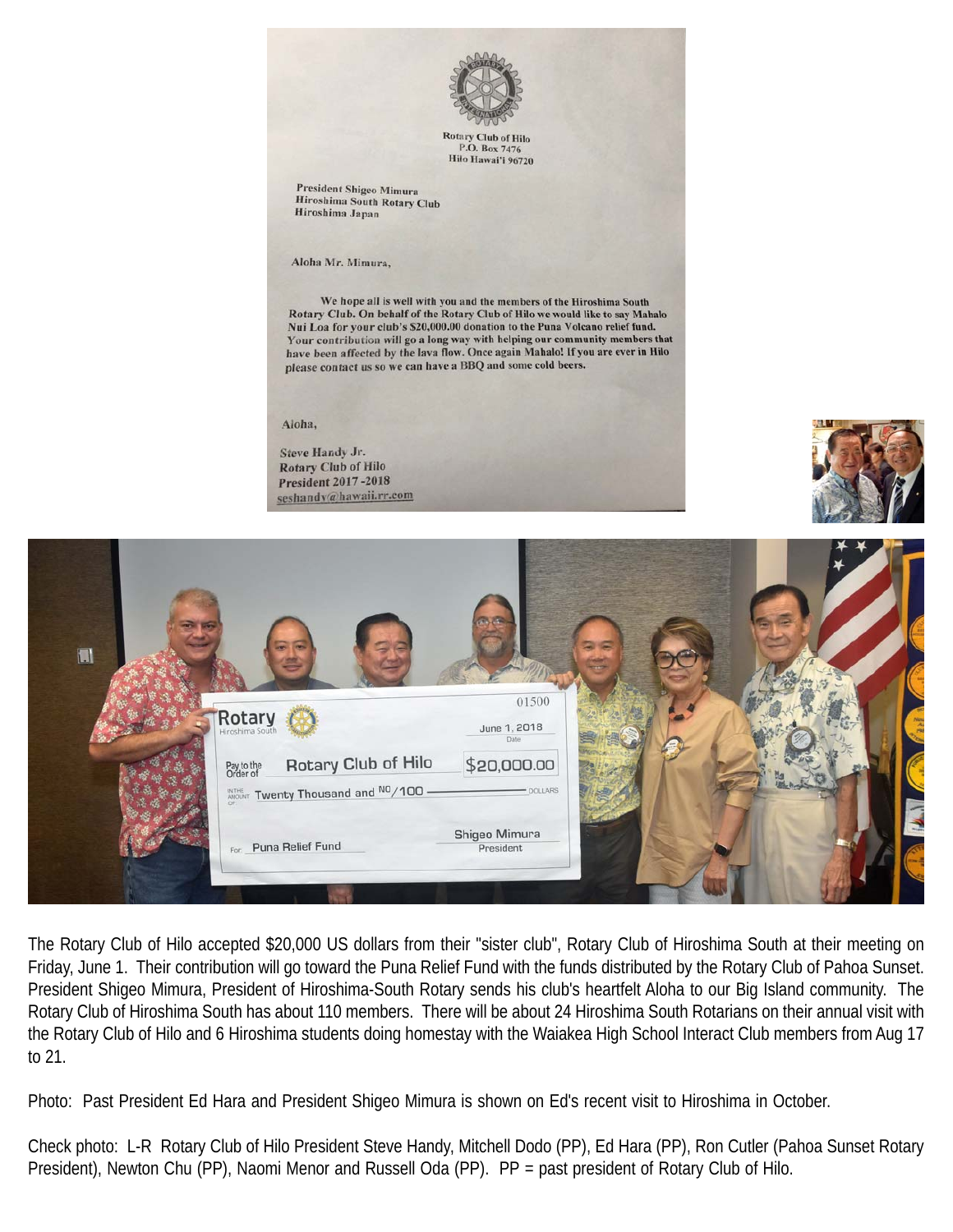Rotary Club of Hilo
P.O. Box 7476
Hilo Hawai'i 96720

President Shigeo Mimura
Hiroshima South Rotary Club
Hiroshima Japan

Aloha Mr. Mimura,

We hope all is well with you and the members of the Hiroshima South Rotary Club. On behalf of the Rotary Club of Hilo we would like to say Mahalo Nui Loa for your club's $20,000.00 donation to the Puna Volcano relief fund. Your contribution will go a long way with helping our community members that have been affected by the lava flow. Once again Mahalo! If you are ever in Hilo please contact us so we can have a BBQ and some cold beers.

Aloha,

Steve Handy Jr.
Rotary Club of Hilo
President 2017-2018
seshandy@hawaii.rr.com

Rotary Hiroshima South

01500

June 1, 2018
Date

Pay to the Order of: Rotary Club of Hilo — $20,000.00

Twenty Thousand and NO/100 DOLLARS

For: Puna Relief Fund

Shigeo Mimura
President

The Rotary Club of Hilo accepted $20,000 US dollars from their "sister club", Rotary Club of Hiroshima South at their meeting on Friday, June 1. Their contribution will go toward the Puna Relief Fund with the funds distributed by the Rotary Club of Pahoa Sunset. President Shigeo Mimura, President of Hiroshima-South Rotary sends his club's heartfelt Aloha to our Big Island community. The Rotary Club of Hiroshima South has about 110 members. There will be about 24 Hiroshima South Rotarians on their annual visit with the Rotary Club of Hilo and 6 Hiroshima students doing homestay with the Waiakea High School Interact Club members from Aug 17 to 21.

Photo: Past President Ed Hara and President Shigeo Mimura is shown on Ed's recent visit to Hiroshima in October.

Check photo: L-R Rotary Club of Hilo President Steve Handy, Mitchell Dodo (PP), Ed Hara (PP), Ron Cutler (Pahoa Sunset Rotary President), Newton Chu (PP), Naomi Menor and Russell Oda (PP). PP = past president of Rotary Club of Hilo.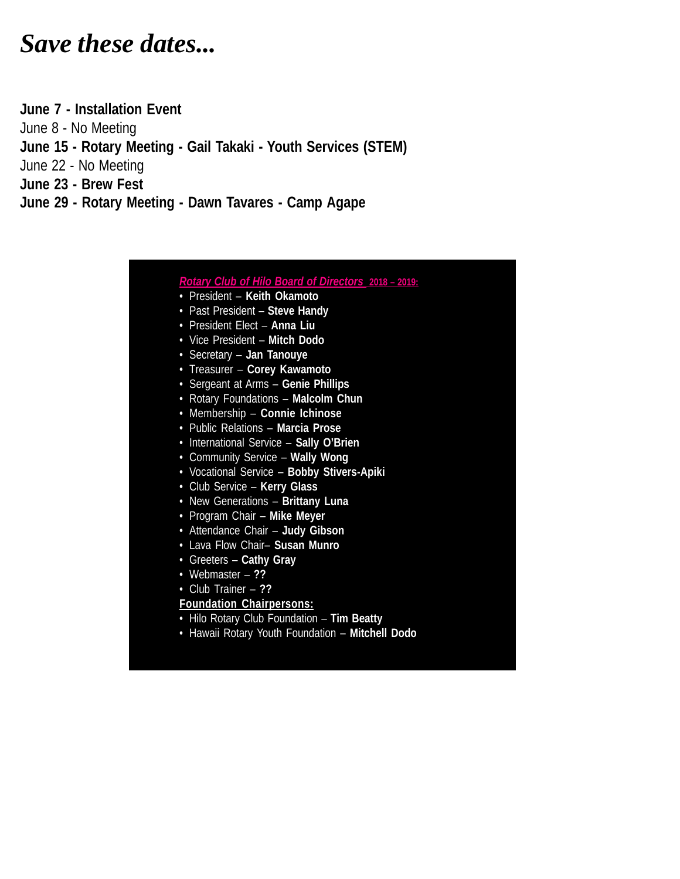# *Save these dates...*

**June 7 - Installation Event**
June 8 - No Meeting
**June 15 - Rotary Meeting - Gail Takaki - Youth Services (STEM)**
June 22 - No Meeting
**June 23 - Brew Fest**
**June 29 - Rotary Meeting - Dawn Tavares - Camp Agape**

***Rotary Club of Hilo Board of Directors*** **2018 – 2019:**

- President – **Keith Okamoto**
- Past President – **Steve Handy**
- President Elect – **Anna Liu**
- Vice President – **Mitch Dodo**
- Secretary – **Jan Tanouye**
- Treasurer – **Corey Kawamoto**
- Sergeant at Arms – **Genie Phillips**
- Rotary Foundations – **Malcolm Chun**
- Membership – **Connie Ichinose**
- Public Relations – **Marcia Prose**
- International Service – **Sally O'Brien**
- Community Service – **Wally Wong**
- Vocational Service – **Bobby Stivers-Apiki**
- Club Service – **Kerry Glass**
- New Generations – **Brittany Luna**
- Program Chair – **Mike Meyer**
- Attendance Chair – **Judy Gibson**
- Lava Flow Chair– **Susan Munro**
- Greeters – **Cathy Gray**
- Webmaster – **??**
- Club Trainer – **??**

**Foundation Chairpersons:**

- Hilo Rotary Club Foundation – **Tim Beatty**
- Hawaii Rotary Youth Foundation – **Mitchell Dodo**